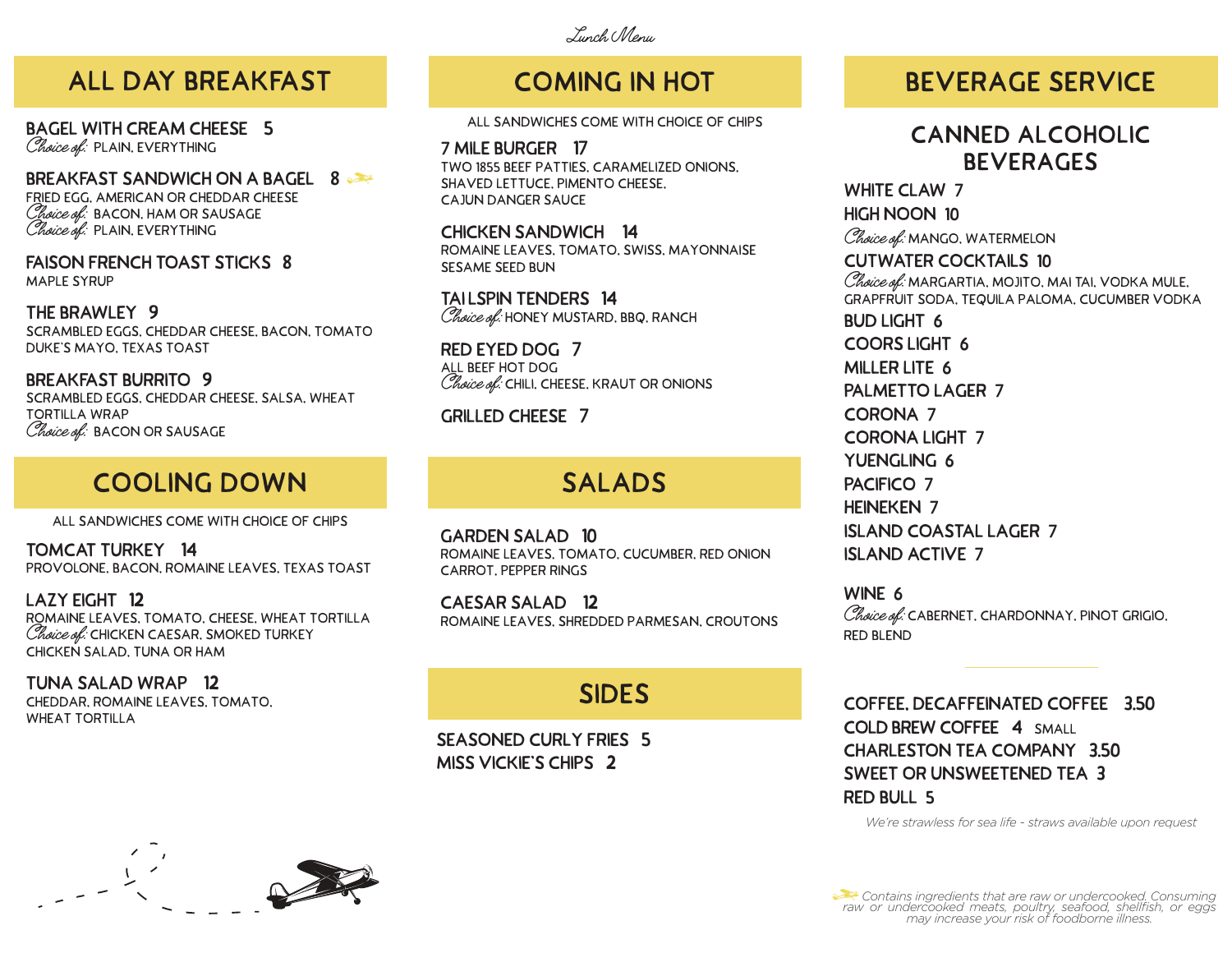*Lunch Menu*

## ALL DAY BREAKFAST

**BAGEL WITH CREAM CHEESE 5**
*Choice of:* PLAIN, EVERYTHING

**BREAKFAST SANDWICH ON A BAGEL 8** ✈
FRIED EGG, AMERICAN OR CHEDDAR CHEESE
*Choice of:* BACON, HAM OR SAUSAGE
*Choice of:* PLAIN, EVERYTHING

**FAISON FRENCH TOAST STICKS 8**
MAPLE SYRUP

**THE BRAWLEY 9**
SCRAMBLED EGGS, CHEDDAR CHEESE, BACON, TOMATO
DUKE'S MAYO, TEXAS TOAST

**BREAKFAST BURRITO 9**
SCRAMBLED EGGS, CHEDDAR CHEESE, SALSA, WHEAT TORTILLA WRAP
*Choice of:* BACON OR SAUSAGE

## COOLING DOWN

ALL SANDWICHES COME WITH CHOICE OF CHIPS

**TOMCAT TURKEY 14**
PROVOLONE, BACON, ROMAINE LEAVES, TEXAS TOAST

**LAZY EIGHT 12**
ROMAINE LEAVES, TOMATO, CHEESE, WHEAT TORTILLA
*Choice of:* CHICKEN CAESAR, SMOKED TURKEY
CHICKEN SALAD, TUNA OR HAM

**TUNA SALAD WRAP 12**
CHEDDAR, ROMAINE LEAVES, TOMATO,
WHEAT TORTILLA

## COMING IN HOT

ALL SANDWICHES COME WITH CHOICE OF CHIPS

**7 MILE BURGER 17**
TWO 1855 BEEF PATTIES, CARAMELIZED ONIONS,
SHAVED LETTUCE, PIMENTO CHEESE,
CAJUN DANGER SAUCE

**CHICKEN SANDWICH 14**
ROMAINE LEAVES, TOMATO, SWISS, MAYONNAISE
SESAME SEED BUN

**TAILSPIN TENDERS 14**
*Choice of:* HONEY MUSTARD, BBQ, RANCH

**RED EYED DOG 7**
ALL BEEF HOT DOG
*Choice of:* CHILI, CHEESE, KRAUT OR ONIONS

**GRILLED CHEESE 7**

## SALADS

**GARDEN SALAD 10**
ROMAINE LEAVES, TOMATO, CUCUMBER, RED ONION
CARROT, PEPPER RINGS

**CAESAR SALAD 12**
ROMAINE LEAVES, SHREDDED PARMESAN, CROUTONS

## SIDES

**SEASONED CURLY FRIES 5**
**MISS VICKIE'S CHIPS 2**

## BEVERAGE SERVICE

### CANNED ALCOHOLIC BEVERAGES

**WHITE CLAW 7**
**HIGH NOON 10**
*Choice of:* MANGO, WATERMELON
**CUTWATER COCKTAILS 10**
*Choice of:* MARGARTIA, MOJITO, MAI TAI, VODKA MULE,
GRAPFRUIT SODA, TEQUILA PALOMA, CUCUMBER VODKA
**BUD LIGHT 6**
**COORS LIGHT 6**
**MILLER LITE 6**
**PALMETTO LAGER 7**
**CORONA 7**
**CORONA LIGHT 7**
**YUENGLING 6**
**PACIFICO 7**
**HEINEKEN 7**
**ISLAND COASTAL LAGER 7**
**ISLAND ACTIVE 7**

**WINE 6**
*Choice of:* CABERNET, CHARDONNAY, PINOT GRIGIO,
RED BLEND

**COFFEE, DECAFFEINATED COFFEE 3.50**
**COLD BREW COFFEE 4** SMALL
**CHARLESTON TEA COMPANY 3.50**
**SWEET OR UNSWEETENED TEA 3**
**RED BULL 5**

*We're strawless for sea life - straws available upon request*

✈ *Contains ingredients that are raw or undercooked. Consuming raw or undercooked meats, poultry, seafood, shellfish, or eggs may increase your risk of foodborne illness.*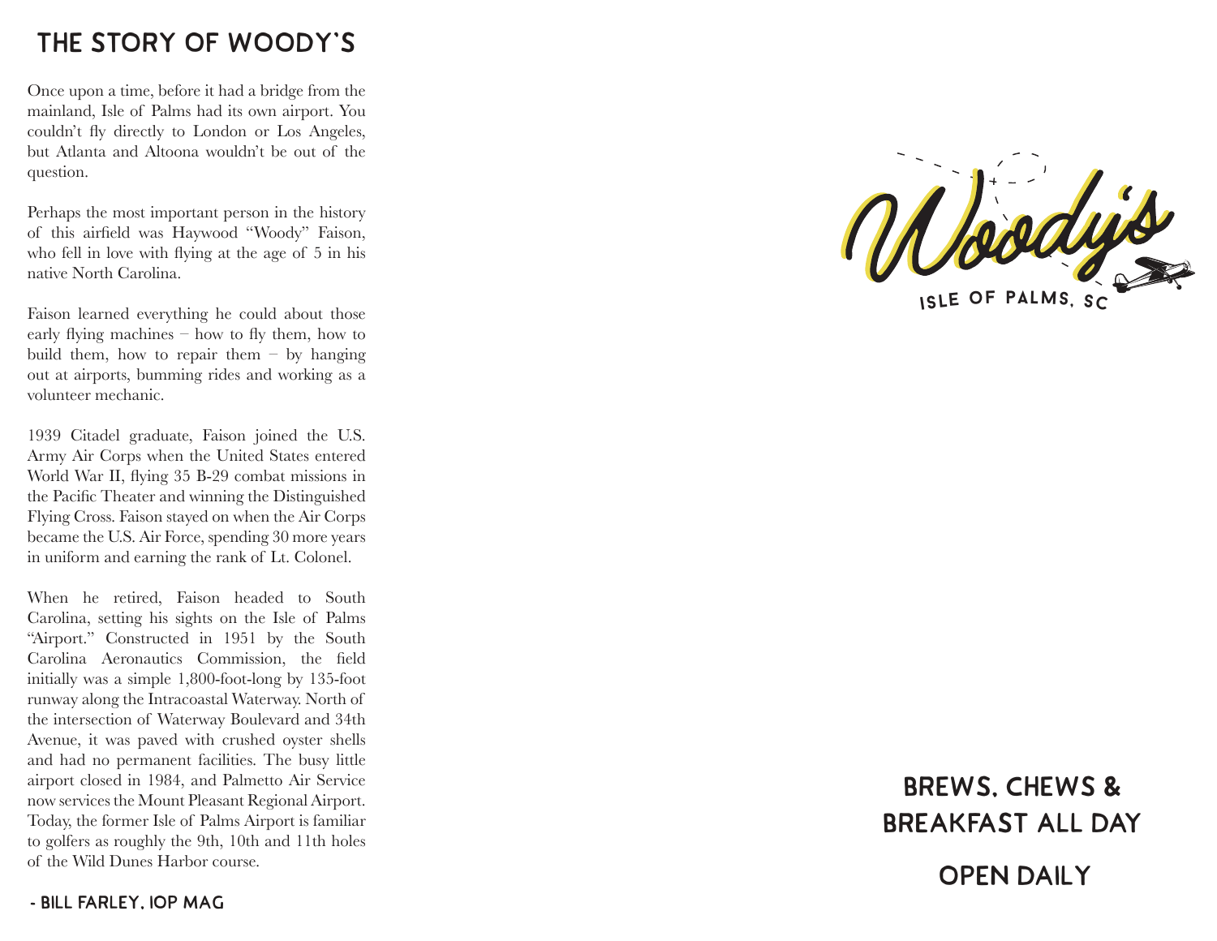# THE STORY OF WOODY'S

Once upon a time, before it had a bridge from the mainland, Isle of Palms had its own airport. You couldn't fly directly to London or Los Angeles, but Atlanta and Altoona wouldn't be out of the question.

Perhaps the most important person in the history of this airfield was Haywood "Woody" Faison, who fell in love with flying at the age of 5 in his native North Carolina.

Faison learned everything he could about those early flying machines – how to fly them, how to build them, how to repair them – by hanging out at airports, bumming rides and working as a volunteer mechanic.

1939 Citadel graduate, Faison joined the U.S. Army Air Corps when the United States entered World War II, flying 35 B-29 combat missions in the Pacific Theater and winning the Distinguished Flying Cross. Faison stayed on when the Air Corps became the U.S. Air Force, spending 30 more years in uniform and earning the rank of Lt. Colonel.

When he retired, Faison headed to South Carolina, setting his sights on the Isle of Palms "Airport." Constructed in 1951 by the South Carolina Aeronautics Commission, the field initially was a simple 1,800-foot-long by 135-foot runway along the Intracoastal Waterway. North of the intersection of Waterway Boulevard and 34th Avenue, it was paved with crushed oyster shells and had no permanent facilities. The busy little airport closed in 1984, and Palmetto Air Service now services the Mount Pleasant Regional Airport. Today, the former Isle of Palms Airport is familiar to golfers as roughly the 9th, 10th and 11th holes of the Wild Dunes Harbor course.

- BILL FARLEY, IOP MAG

Woody's

ISLE OF PALMS, SC

BREWS, CHEWS & BREAKFAST ALL DAY

OPEN DAILY